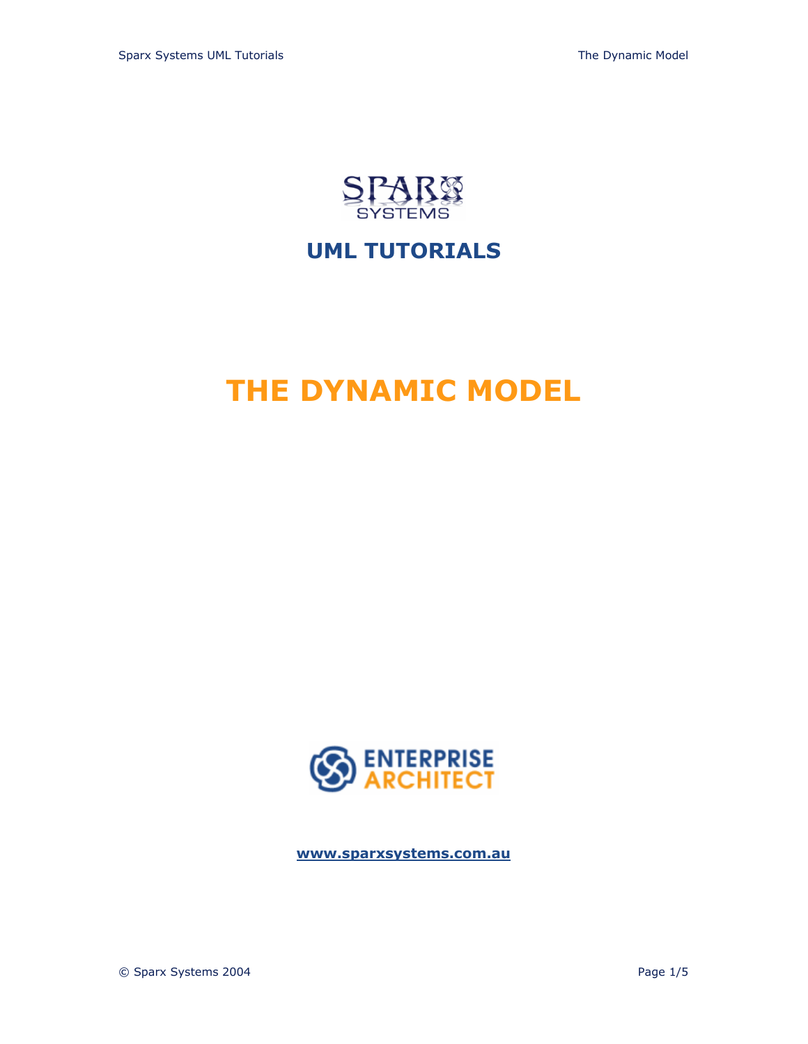SPARX SYSTEMS

## UML TUTORIALS

# THE DYNAMIC MODEL

ENTERPRISE ARCHITECT

**www.sparxsystems.com.au**

© Sparx Systems 2004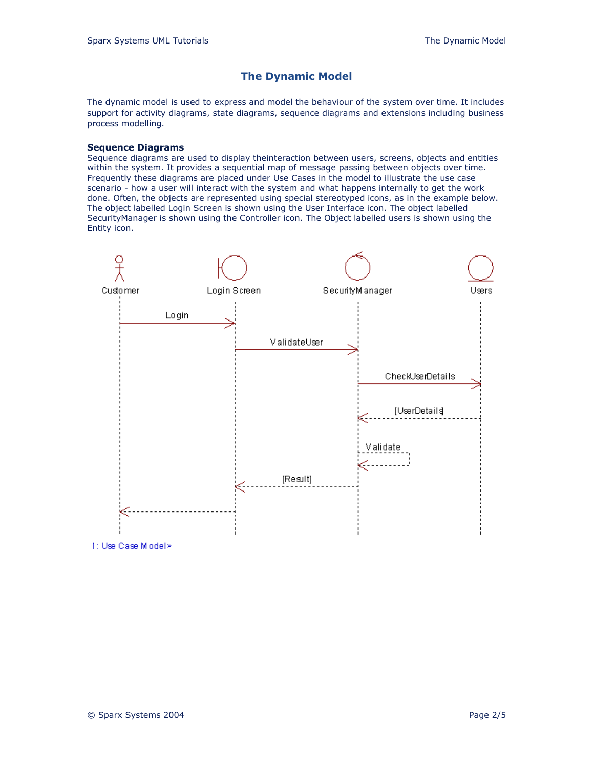# The Dynamic Model

The dynamic model is used to express and model the behaviour of the system over time. It includes support for activity diagrams, state diagrams, sequence diagrams and extensions including business process modelling.

### Sequence Diagrams

Sequence diagrams are used to display theinteraction between users, screens, objects and entities within the system. It provides a sequential map of message passing between objects over time. Frequently these diagrams are placed under Use Cases in the model to illustrate the use case scenario - how a user will interact with the system and what happens internally to get the work done. Often, the objects are represented using special stereotyped icons, as in the example below. The object labelled Login Screen is shown using the User Interface icon. The object labelled SecurityManager is shown using the Controller icon. The Object labelled users is shown using the Entity icon.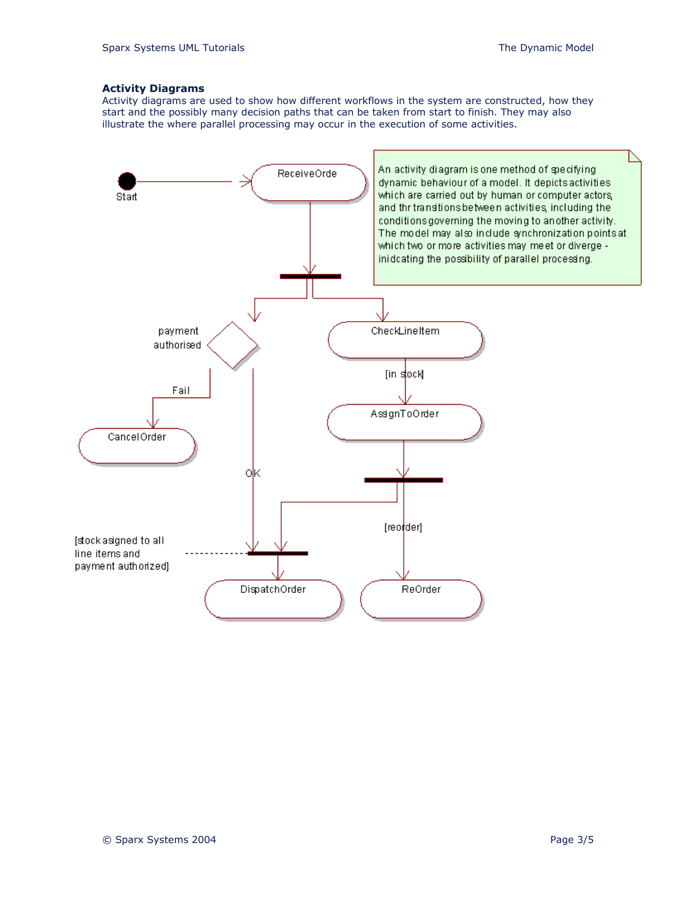### Activity Diagrams

Activity diagrams are used to show how different workflows in the system are constructed, how they start and the possibly many decision paths that can be taken from start to finish. They may also illustrate the where parallel processing may occur in the execution of some activities.

An activity diagram is one method of specifying dynamic behaviour of a model. It depicts activities which are carried out by human or computer actors, and thr transitions between activities, including the conditions governing the moving to another activity. The model may also include synchronization points at which two or more activities may meet or diverge - inidcating the possibility of parallel processing.

Start

ReceiveOrde

payment authorised

Fail

CancelOrder

OK

CheckLineItem

[in stock]

AssignToOrder

[reorder]

[stock asigned to all line items and payment authorized]

DispatchOrder

ReOrder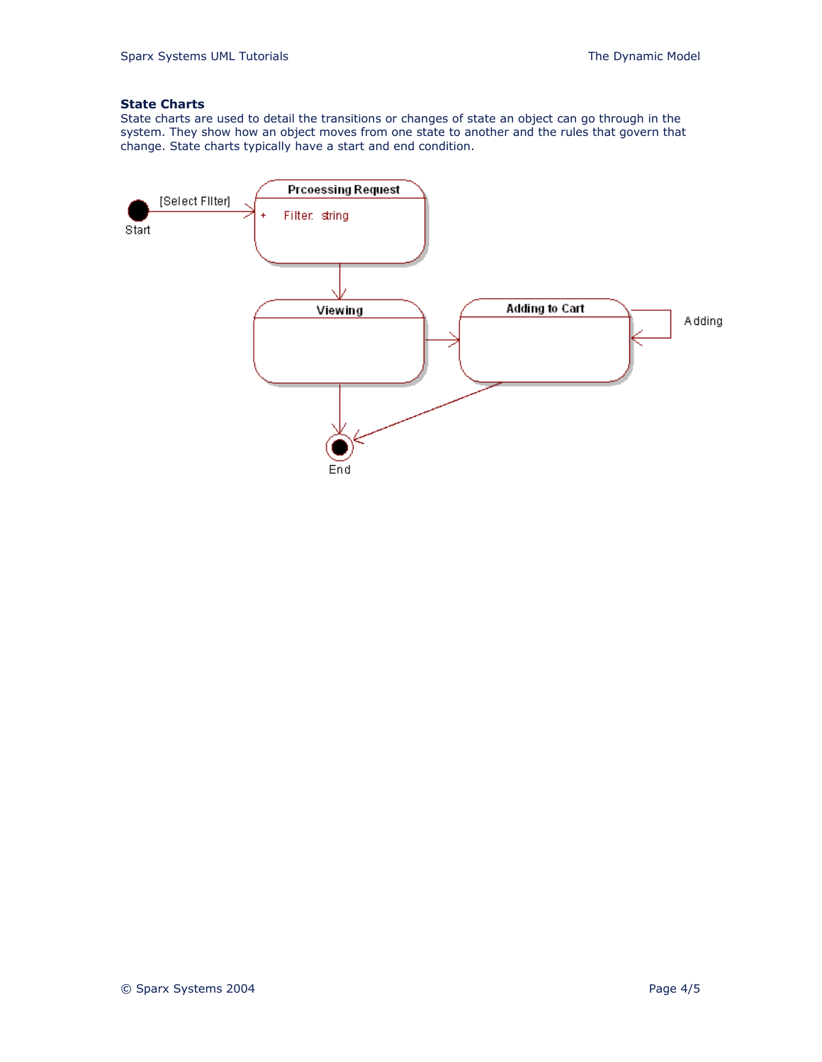**State Charts**

State charts are used to detail the transitions or changes of state an object can go through in the system. They show how an object moves from one state to another and the rules that govern that change. State charts typically have a start and end condition.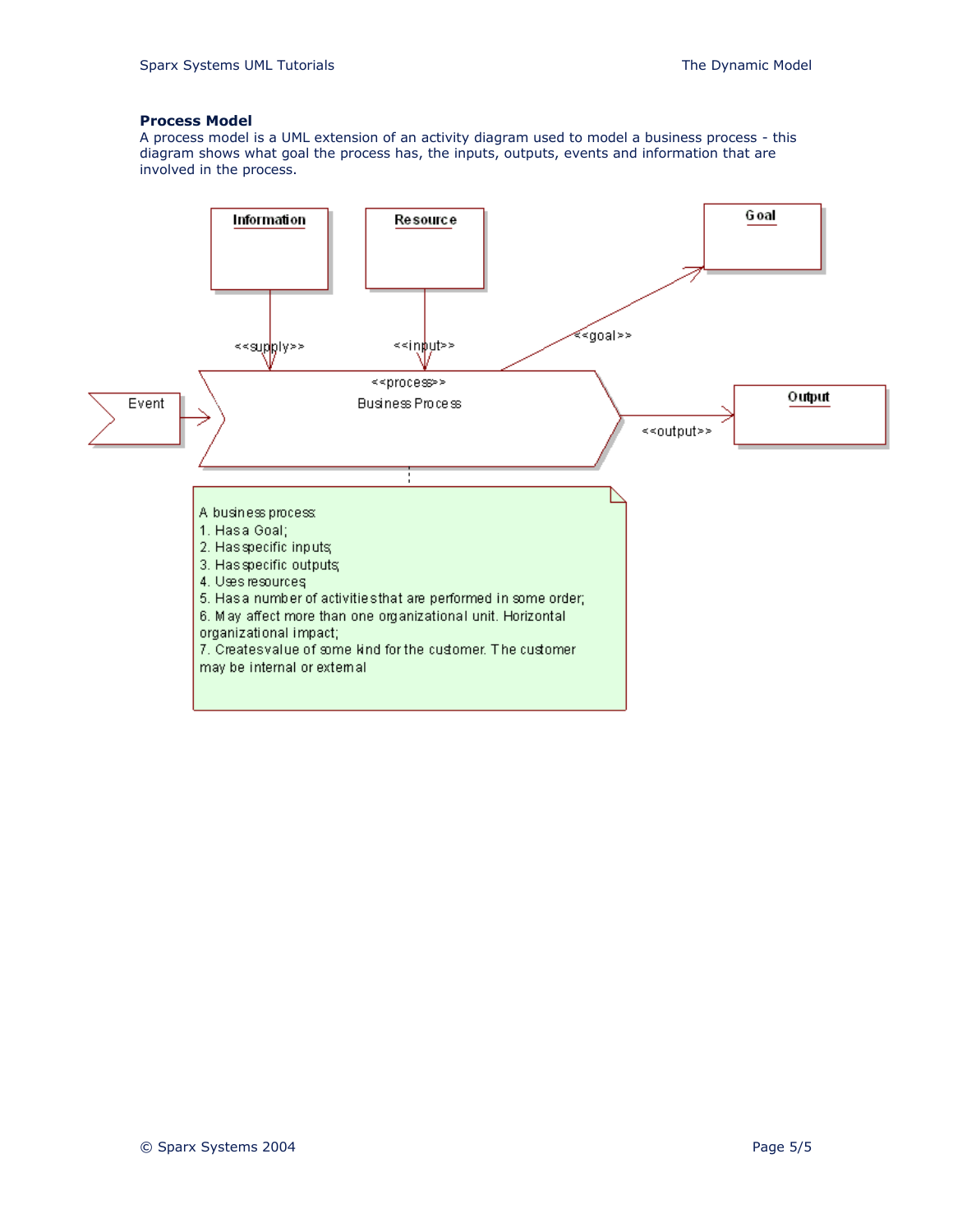### Process Model

A process model is a UML extension of an activity diagram used to model a business process - this diagram shows what goal the process has, the inputs, outputs, events and information that are involved in the process.

Information

Resource

Goal

<<supply>>

<<input>>

<<goal>>

Event

<<process>>
Business Process

<<output>>

Output

A business process:
1. Has a Goal;
2. Has specific inputs;
3. Has specific outputs;
4. Uses resources;
5. Has a number of activities that are performed in some order;
6. May affect more than one organizational unit. Horizontal organizational impact;
7. Creates value of some kind for the customer. The customer may be internal or external